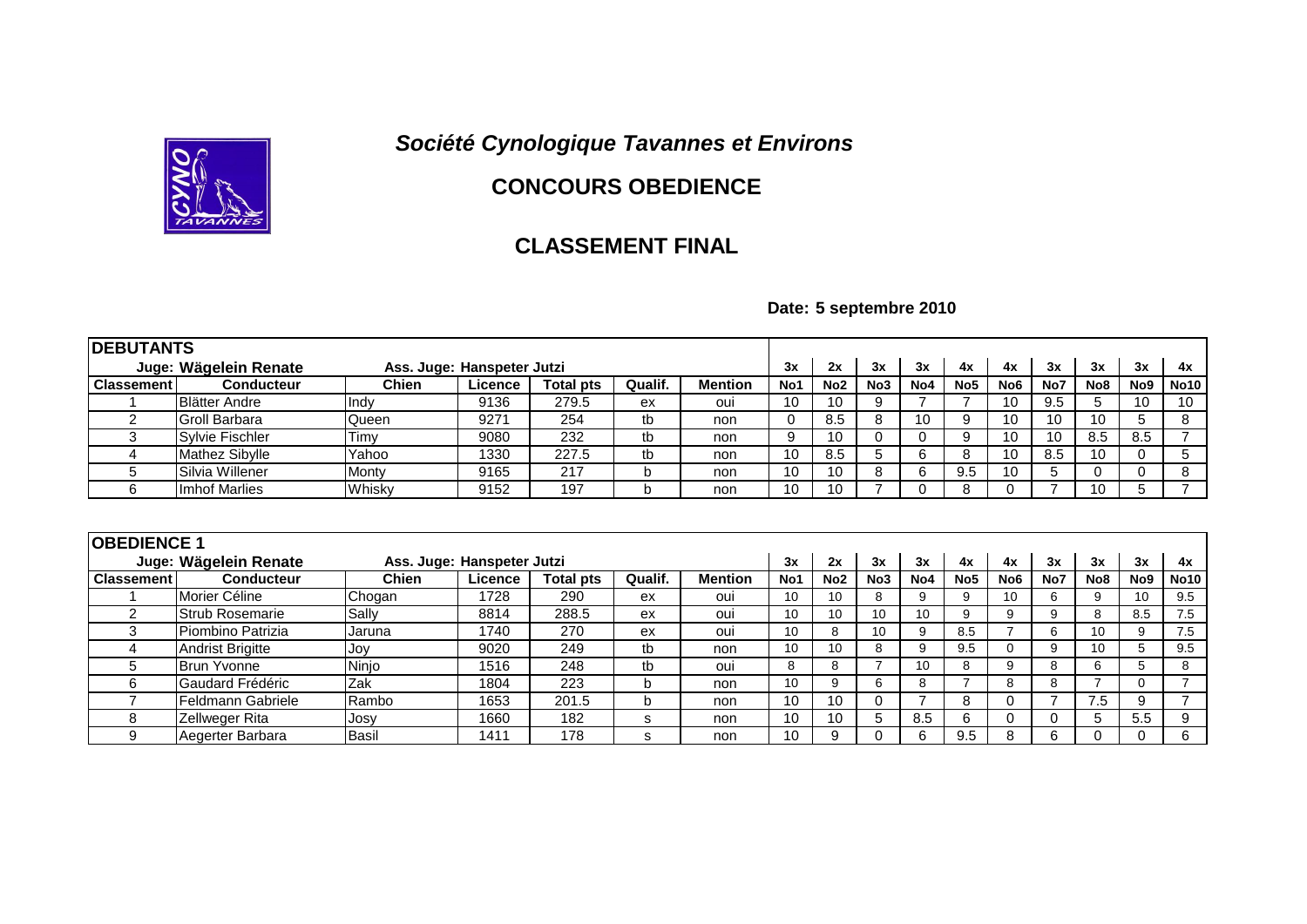# *Société Cynologique Tavannes et Environs*

## CONCOURS OBEDIENCE

## CLASSEMENT FINAL

**Date: 5 septembre 2010**

| DEBUTANTS | | | | | | | | | | | | | | | | |
|---|---|---|---|---|---|---|---|---|---|---|---|---|---|---|---|---|
| | Juge: Wägelein Renate | | Ass. Juge: Hanspeter Jutzi | | | | 3x | 2x | 3x | 3x | 4x | 4x | 3x | 3x | 3x | 4x |
| **Classement** | **Conducteur** | **Chien** | **Licence** | **Total pts** | **Qualif.** | **Mention** | **No1** | **No2** | **No3** | **No4** | **No5** | **No6** | **No7** | **No8** | **No9** | **No10** |
| 1 | Blätter Andre | Indy | 9136 | 279.5 | ex | oui | 10 | 10 | 9 | 7 | 7 | 10 | 9.5 | 5 | 10 | 10 |
| 2 | Groll Barbara | Queen | 9271 | 254 | tb | non | 0 | 8.5 | 8 | 10 | 9 | 10 | 10 | 10 | 5 | 8 |
| 3 | Sylvie Fischler | Timy | 9080 | 232 | tb | non | 9 | 10 | 0 | 0 | 9 | 10 | 10 | 8.5 | 8.5 | 7 |
| 4 | Mathez Sibylle | Yahoo | 1330 | 227.5 | tb | non | 10 | 8.5 | 5 | 6 | 8 | 10 | 8.5 | 10 | 0 | 5 |
| 5 | Silvia Willener | Monty | 9165 | 217 | b | non | 10 | 10 | 8 | 6 | 9.5 | 10 | 5 | 0 | 0 | 8 |
| 6 | Imhof Marlies | Whisky | 9152 | 197 | b | non | 10 | 10 | 7 | 0 | 8 | 0 | 7 | 10 | 5 | 7 |

| OBEDIENCE 1 | | | | | | | | | | | | | | | | |
|---|---|---|---|---|---|---|---|---|---|---|---|---|---|---|---|---|
| | Juge: Wägelein Renate | | Ass. Juge: Hanspeter Jutzi | | | | 3x | 2x | 3x | 3x | 4x | 4x | 3x | 3x | 3x | 4x |
| **Classement** | **Conducteur** | **Chien** | **Licence** | **Total pts** | **Qualif.** | **Mention** | **No1** | **No2** | **No3** | **No4** | **No5** | **No6** | **No7** | **No8** | **No9** | **No10** |
| 1 | Morier Céline | Chogan | 1728 | 290 | ex | oui | 10 | 10 | 8 | 9 | 9 | 10 | 6 | 9 | 10 | 9.5 |
| 2 | Strub Rosemarie | Sally | 8814 | 288.5 | ex | oui | 10 | 10 | 10 | 10 | 9 | 9 | 9 | 8 | 8.5 | 7.5 |
| 3 | Piombino Patrizia | Jaruna | 1740 | 270 | ex | oui | 10 | 8 | 10 | 9 | 8.5 | 7 | 6 | 10 | 9 | 7.5 |
| 4 | Andrist Brigitte | Joy | 9020 | 249 | tb | non | 10 | 10 | 8 | 9 | 9.5 | 0 | 9 | 10 | 5 | 9.5 |
| 5 | Brun Yvonne | Ninjo | 1516 | 248 | tb | oui | 8 | 8 | 7 | 10 | 8 | 9 | 8 | 6 | 5 | 8 |
| 6 | Gaudard Frédéric | Zak | 1804 | 223 | b | non | 10 | 9 | 6 | 8 | 7 | 8 | 8 | 7 | 0 | 7 |
| 7 | Feldmann Gabriele | Rambo | 1653 | 201.5 | b | non | 10 | 10 | 0 | 7 | 8 | 0 | 7 | 7.5 | 9 | 7 |
| 8 | Zellweger Rita | Josy | 1660 | 182 | s | non | 10 | 10 | 5 | 8.5 | 6 | 0 | 0 | 5 | 5.5 | 9 |
| 9 | Aegerter Barbara | Basil | 1411 | 178 | s | non | 10 | 9 | 0 | 6 | 9.5 | 8 | 6 | 0 | 0 | 6 |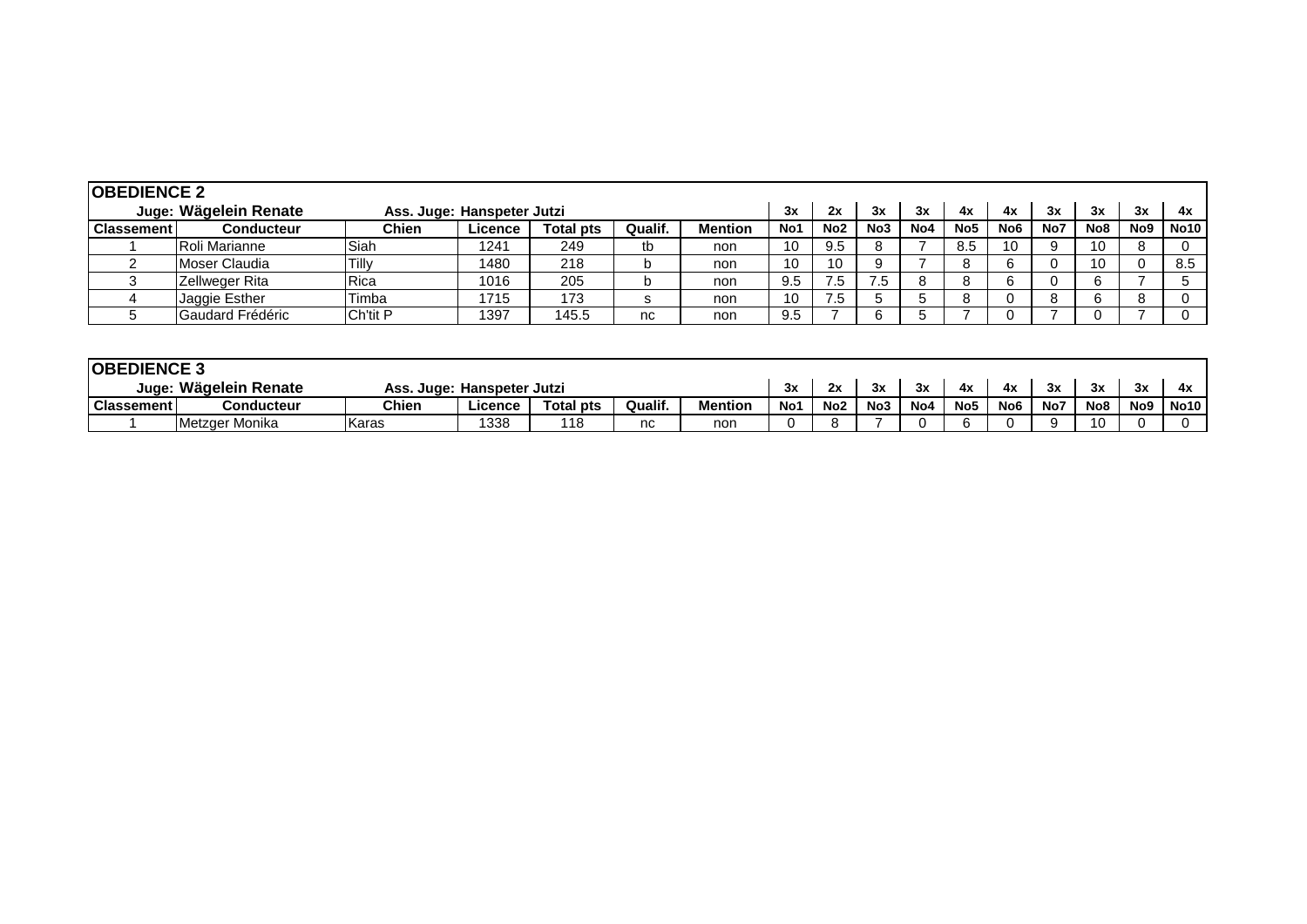| OBEDIENCE 2 | | | | | | | | | | | | | | | | |
|---|---|---|---|---|---|---|---|---|---|---|---|---|---|---|---|---|
| **Juge: Wägelein Renate** | | **Ass. Juge: Hanspeter Jutzi** | | | | | 3x | 2x | 3x | 3x | 4x | 4x | 3x | 3x | 3x | 4x |
| **Classement** | **Conducteur** | **Chien** | **Licence** | **Total pts** | **Qualif.** | **Mention** | **No1** | **No2** | **No3** | **No4** | **No5** | **No6** | **No7** | **No8** | **No9** | **No10** |
| 1 | Roli Marianne | Siah | 1241 | 249 | tb | non | 10 | 9.5 | 8 | 7 | 8.5 | 10 | 9 | 10 | 8 | 0 |
| 2 | Moser Claudia | Tilly | 1480 | 218 | b | non | 10 | 10 | 9 | 7 | 8 | 6 | 0 | 10 | 0 | 8.5 |
| 3 | Zellweger Rita | Rica | 1016 | 205 | b | non | 9.5 | 7.5 | 7.5 | 8 | 8 | 6 | 0 | 6 | 7 | 5 |
| 4 | Jaggie Esther | Timba | 1715 | 173 | s | non | 10 | 7.5 | 5 | 5 | 8 | 0 | 8 | 6 | 8 | 0 |
| 5 | Gaudard Frédéric | Ch'tit P | 1397 | 145.5 | nc | non | 9.5 | 7 | 6 | 5 | 7 | 0 | 7 | 0 | 7 | 0 |

| OBEDIENCE 3 | | | | | | | | | | | | | | | | |
|---|---|---|---|---|---|---|---|---|---|---|---|---|---|---|---|---|
| **Juge: Wägelein Renate** | | **Ass. Juge: Hanspeter Jutzi** | | | | | 3x | 2x | 3x | 3x | 4x | 4x | 3x | 3x | 3x | 4x |
| **Classement** | **Conducteur** | **Chien** | **Licence** | **Total pts** | **Qualif.** | **Mention** | **No1** | **No2** | **No3** | **No4** | **No5** | **No6** | **No7** | **No8** | **No9** | **No10** |
| 1 | Metzger Monika | Karas | 1338 | 118 | nc | non | 0 | 8 | 7 | 0 | 6 | 0 | 9 | 10 | 0 | 0 |